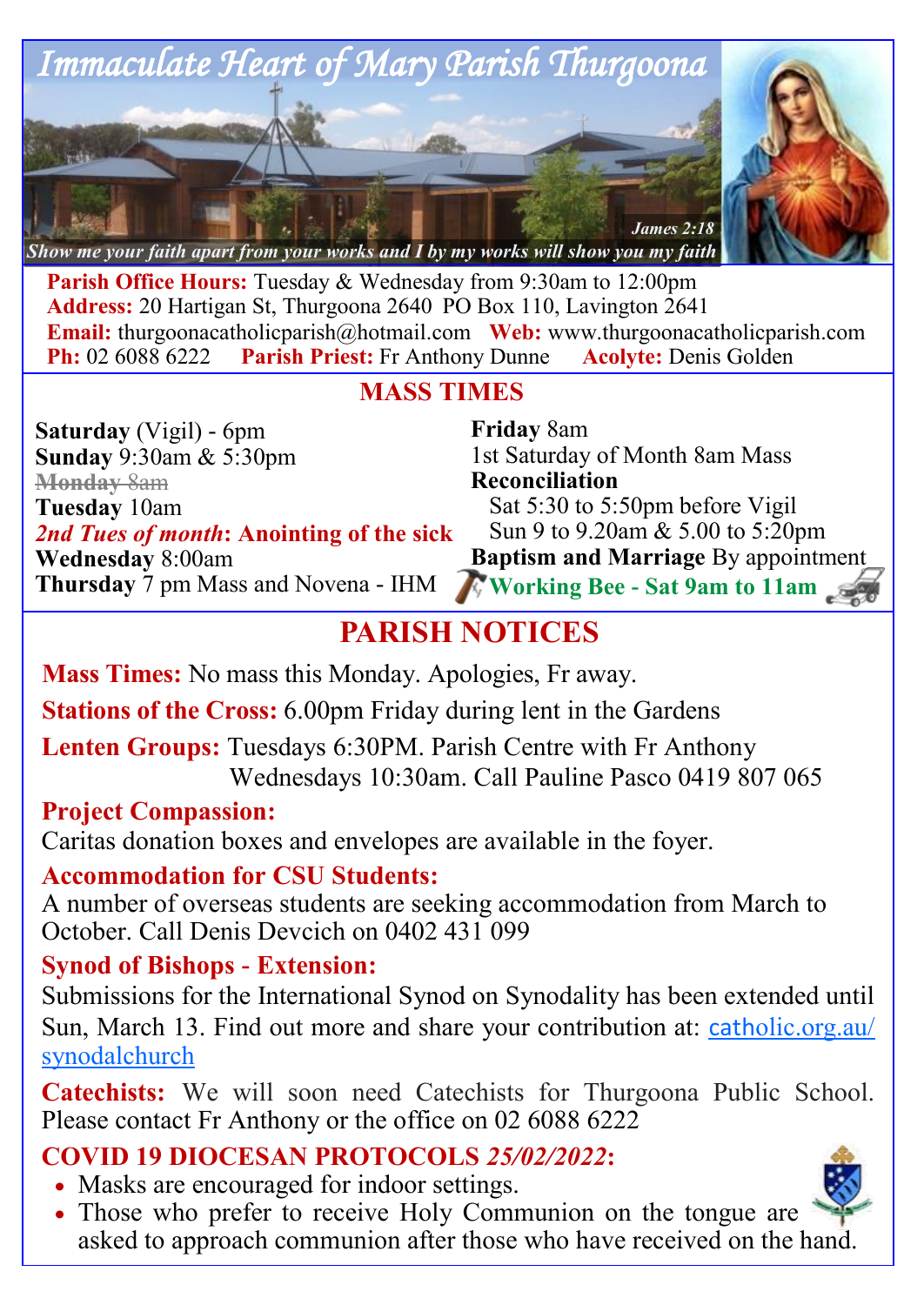# Immaculate Heart of Mary Parish Thurgoona

*Show me your faith apart from your works and I by my works will show you my faith* — *James 2:18*

**Parish Office Hours:** Tuesday & Wednesday from 9:30am to 12:00pm
**Address:** 20 Hartigan St, Thurgoona 2640 PO Box 110, Lavington 2641
**Email:** thurgoonacatholicparish@hotmail.com **Web:** www.thurgoonacatholicparish.com
**Ph:** 02 6088 6222 **Parish Priest:** Fr Anthony Dunne **Acolyte:** Denis Golden

## MASS TIMES

**Saturday** (Vigil) - 6pm
**Sunday** 9:30am & 5:30pm
~~**Monday** 8am~~
**Tuesday** 10am
***2nd Tues of month*: Anointing of the sick**
**Wednesday** 8:00am
**Thursday** 7 pm Mass and Novena - IHM
**Friday** 8am
1st Saturday of Month 8am Mass
**Reconciliation**
Sat 5:30 to 5:50pm before Vigil
Sun 9 to 9.20am & 5.00 to 5:20pm
**Baptism and Marriage** By appointment
**Working Bee - Sat 9am to 11am**

## PARISH NOTICES

**Mass Times:** No mass this Monday. Apologies, Fr away.

**Stations of the Cross:** 6.00pm Friday during lent in the Gardens

**Lenten Groups:** Tuesdays 6:30PM. Parish Centre with Fr Anthony
Wednesdays 10:30am. Call Pauline Pasco 0419 807 065

**Project Compassion:**
Caritas donation boxes and envelopes are available in the foyer.

**Accommodation for CSU Students:**
A number of overseas students are seeking accommodation from March to October. Call Denis Devcich on 0402 431 099

**Synod of Bishops - Extension:**
Submissions for the International Synod on Synodality has been extended until Sun, March 13. Find out more and share your contribution at: catholic.org.au/synodalchurch

**Catechists:** We will soon need Catechists for Thurgoona Public School. Please contact Fr Anthony or the office on 02 6088 6222

**COVID 19 DIOCESAN PROTOCOLS *25/02/2022*:**
- Masks are encouraged for indoor settings.
- Those who prefer to receive Holy Communion on the tongue are asked to approach communion after those who have received on the hand.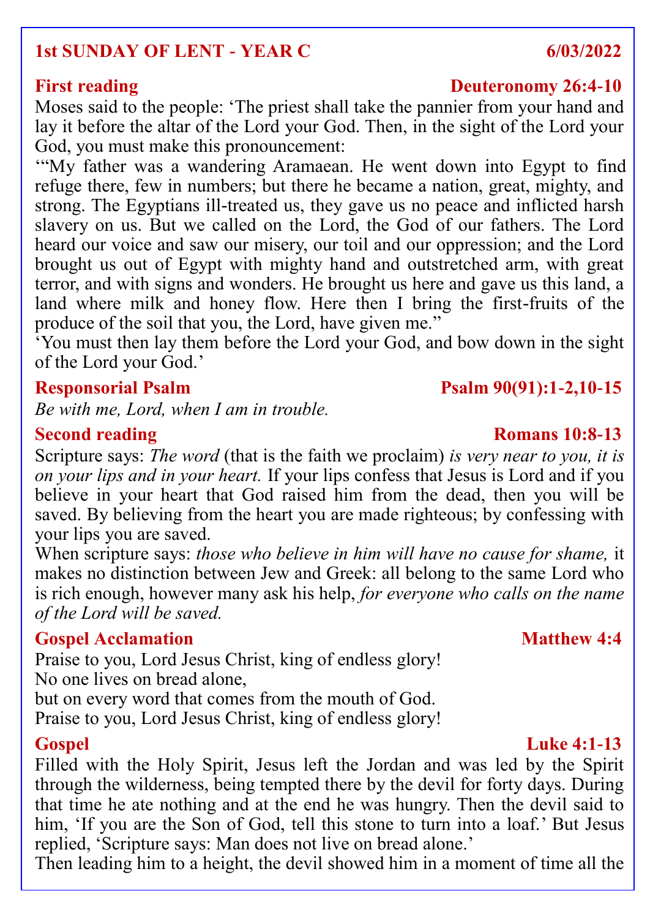## 1st SUNDAY OF LENT - YEAR C — 6/03/2022

### First reading — Deuteronomy 26:4-10

Moses said to the people: 'The priest shall take the pannier from your hand and lay it before the altar of the Lord your God. Then, in the sight of the Lord your God, you must make this pronouncement:

'"My father was a wandering Aramaean. He went down into Egypt to find refuge there, few in numbers; but there he became a nation, great, mighty, and strong. The Egyptians ill-treated us, they gave us no peace and inflicted harsh slavery on us. But we called on the Lord, the God of our fathers. The Lord heard our voice and saw our misery, our toil and our oppression; and the Lord brought us out of Egypt with mighty hand and outstretched arm, with great terror, and with signs and wonders. He brought us here and gave us this land, a land where milk and honey flow. Here then I bring the first-fruits of the produce of the soil that you, the Lord, have given me."

'You must then lay them before the Lord your God, and bow down in the sight of the Lord your God.'

### Responsorial Psalm — Psalm 90(91):1-2,10-15

*Be with me, Lord, when I am in trouble.*

### Second reading — Romans 10:8-13

Scripture says: *The word* (that is the faith we proclaim) *is very near to you, it is on your lips and in your heart.* If your lips confess that Jesus is Lord and if you believe in your heart that God raised him from the dead, then you will be saved. By believing from the heart you are made righteous; by confessing with your lips you are saved.

When scripture says: *those who believe in him will have no cause for shame,* it makes no distinction between Jew and Greek: all belong to the same Lord who is rich enough, however many ask his help, *for everyone who calls on the name of the Lord will be saved.*

### Gospel Acclamation — Matthew 4:4

Praise to you, Lord Jesus Christ, king of endless glory!
No one lives on bread alone,
but on every word that comes from the mouth of God.
Praise to you, Lord Jesus Christ, king of endless glory!

### Gospel — Luke 4:1-13

Filled with the Holy Spirit, Jesus left the Jordan and was led by the Spirit through the wilderness, being tempted there by the devil for forty days. During that time he ate nothing and at the end he was hungry. Then the devil said to him, 'If you are the Son of God, tell this stone to turn into a loaf.' But Jesus replied, 'Scripture says: Man does not live on bread alone.'

Then leading him to a height, the devil showed him in a moment of time all the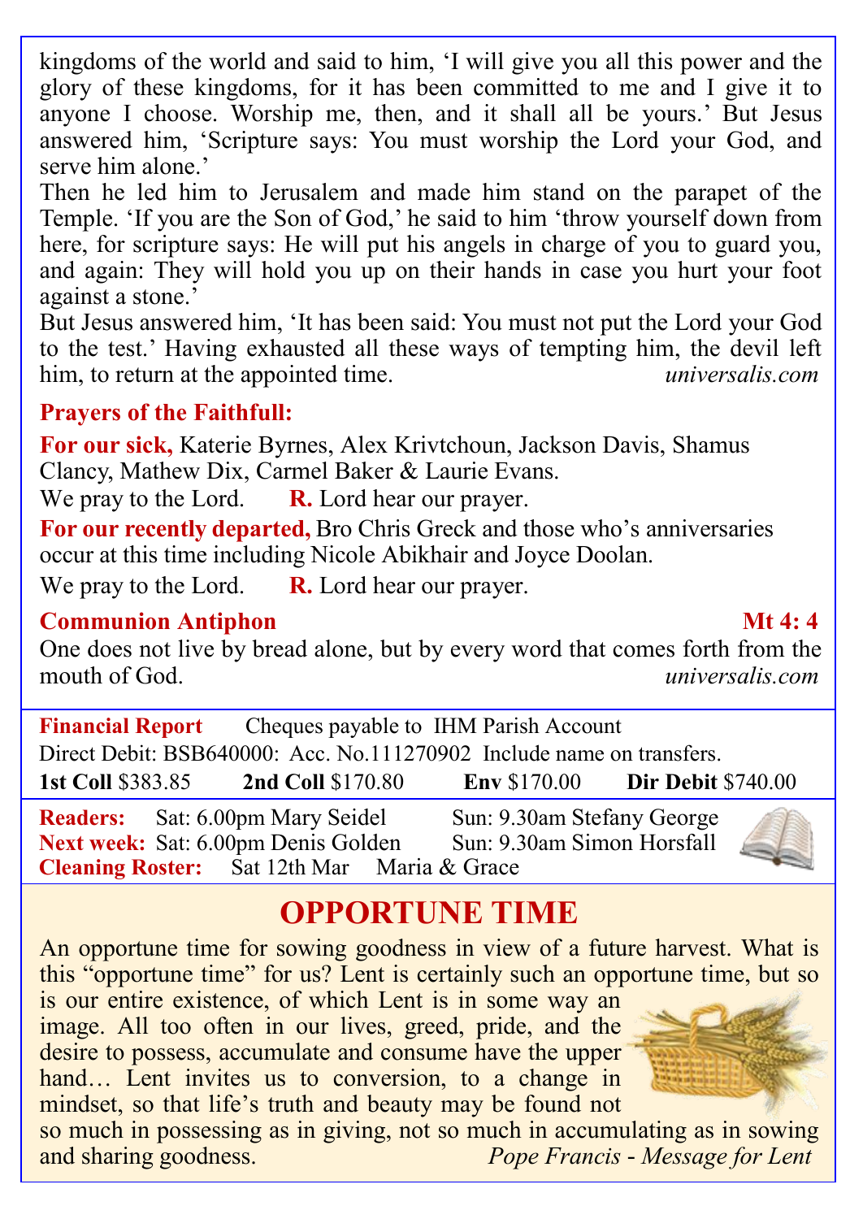kingdoms of the world and said to him, 'I will give you all this power and the glory of these kingdoms, for it has been committed to me and I give it to anyone I choose. Worship me, then, and it shall all be yours.' But Jesus answered him, 'Scripture says: You must worship the Lord your God, and serve him alone.'

Then he led him to Jerusalem and made him stand on the parapet of the Temple. 'If you are the Son of God,' he said to him 'throw yourself down from here, for scripture says: He will put his angels in charge of you to guard you, and again: They will hold you up on their hands in case you hurt your foot against a stone.'

But Jesus answered him, 'It has been said: You must not put the Lord your God to the test.' Having exhausted all these ways of tempting him, the devil left him, to return at the appointed time. *universalis.com*

**Prayers of the Faithfull:**

**For our sick,** Katerie Byrnes, Alex Krivtchoun, Jackson Davis, Shamus Clancy, Mathew Dix, Carmel Baker & Laurie Evans.

We pray to the Lord. **R.** Lord hear our prayer.

**For our recently departed,** Bro Chris Greck and those who's anniversaries occur at this time including Nicole Abikhair and Joyce Doolan.

We pray to the Lord. **R.** Lord hear our prayer.

**Communion Antiphon** **Mt 4: 4**

One does not live by bread alone, but by every word that comes forth from the mouth of God. *universalis.com*

**Financial Report** Cheques payable to IHM Parish Account

Direct Debit: BSB640000: Acc. No.111270902 Include name on transfers.

**1st Coll** $383.85 **2nd Coll** $170.80 **Env** $170.00 **Dir Debit** $740.00

**Readers:** Sat: 6.00pm Mary Seidel Sun: 9.30am Stefany George

**Next week:** Sat: 6.00pm Denis Golden Sun: 9.30am Simon Horsfall

**Cleaning Roster:** Sat 12th Mar Maria & Grace

## OPPORTUNE TIME

An opportune time for sowing goodness in view of a future harvest. What is this "opportune time" for us? Lent is certainly such an opportune time, but so is our entire existence, of which Lent is in some way an image. All too often in our lives, greed, pride, and the desire to possess, accumulate and consume have the upper hand… Lent invites us to conversion, to a change in mindset, so that life's truth and beauty may be found not so much in possessing as in giving, not so much in accumulating as in sowing and sharing goodness. *Pope Francis - Message for Lent*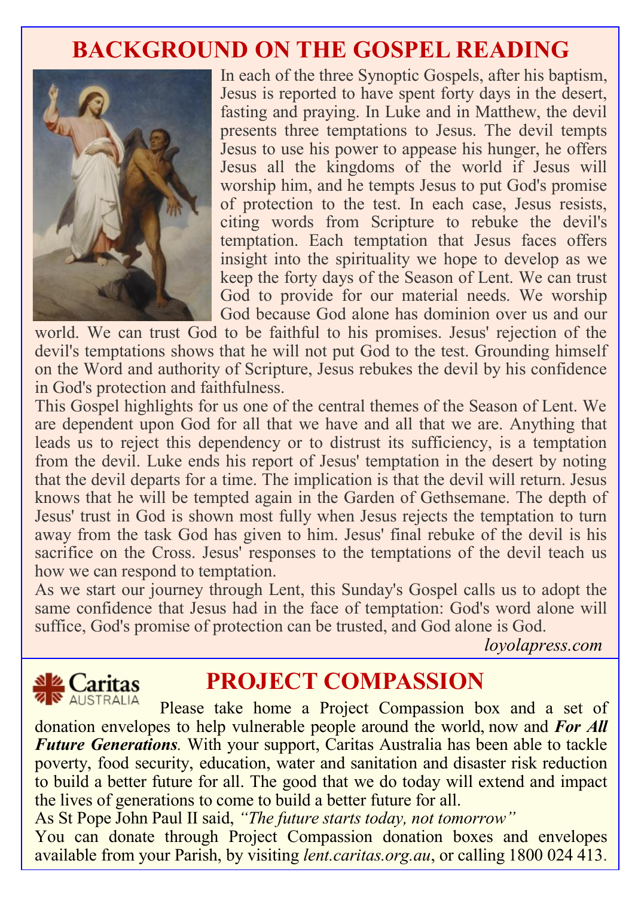# BACKGROUND ON THE GOSPEL READING

In each of the three Synoptic Gospels, after his baptism, Jesus is reported to have spent forty days in the desert, fasting and praying. In Luke and in Matthew, the devil presents three temptations to Jesus. The devil tempts Jesus to use his power to appease his hunger, he offers Jesus all the kingdoms of the world if Jesus will worship him, and he tempts Jesus to put God's promise of protection to the test. In each case, Jesus resists, citing words from Scripture to rebuke the devil's temptation. Each temptation that Jesus faces offers insight into the spirituality we hope to develop as we keep the forty days of the Season of Lent. We can trust God to provide for our material needs. We worship God because God alone has dominion over us and our world. We can trust God to be faithful to his promises. Jesus' rejection of the devil's temptations shows that he will not put God to the test. Grounding himself on the Word and authority of Scripture, Jesus rebukes the devil by his confidence in God's protection and faithfulness.

This Gospel highlights for us one of the central themes of the Season of Lent. We are dependent upon God for all that we have and all that we are. Anything that leads us to reject this dependency or to distrust its sufficiency, is a temptation from the devil. Luke ends his report of Jesus' temptation in the desert by noting that the devil departs for a time. The implication is that the devil will return. Jesus knows that he will be tempted again in the Garden of Gethsemane. The depth of Jesus' trust in God is shown most fully when Jesus rejects the temptation to turn away from the task God has given to him. Jesus' final rebuke of the devil is his sacrifice on the Cross. Jesus' responses to the temptations of the devil teach us how we can respond to temptation.

As we start our journey through Lent, this Sunday's Gospel calls us to adopt the same confidence that Jesus had in the face of temptation: God's word alone will suffice, God's promise of protection can be trusted, and God alone is God.

*loyolapress.com*

# PROJECT COMPASSION

Caritas AUSTRALIA

Please take home a Project Compassion box and a set of donation envelopes to help vulnerable people around the world, now and ***For All Future Generations***. With your support, Caritas Australia has been able to tackle poverty, food security, education, water and sanitation and disaster risk reduction to build a better future for all. The good that we do today will extend and impact the lives of generations to come to build a better future for all.

As St Pope John Paul II said, *"The future starts today, not tomorrow"*

You can donate through Project Compassion donation boxes and envelopes available from your Parish, by visiting *lent.caritas.org.au*, or calling 1800 024 413.